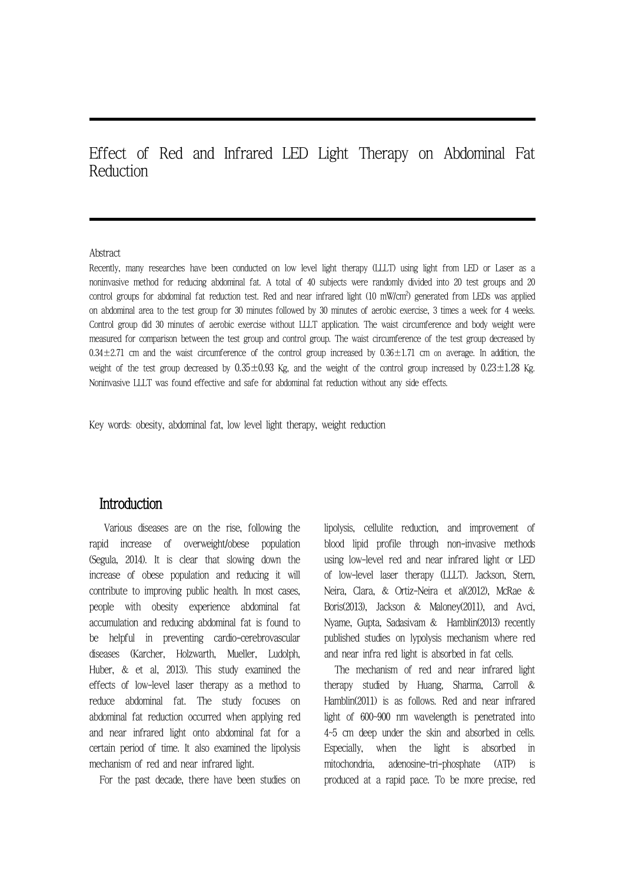# Effect of Red and Infrared LED Light Therapy on Abdominal Fat Reduction

Abstract

Recently, many researches have been conducted on low level light therapy (LLLT) using light from LED or Laser as a noninvasive method for reducing abdominal fat. A total of 40 subjects were randomly divided into 20 test groups and 20 control groups for abdominal fat reduction test. Red and near infrared light (10 mW/cm$^2$) generated from LEDs was applied on abdominal area to the test group for 30 minutes followed by 30 minutes of aerobic exercise, 3 times a week for 4 weeks. Control group did 30 minutes of aerobic exercise without LLLT application. The waist circumference and body weight were measured for comparison between the test group and control group. The waist circumference of the test group decreased by $0.34 \pm 2.71$ cm and the waist circumference of the control group increased by $0.36 \pm 1.71$ cm on average. In addition, the weight of the test group decreased by $0.35 \pm 0.93$ Kg, and the weight of the control group increased by $0.23 \pm 1.28$ Kg. Noninvasive LLLT was found effective and safe for abdominal fat reduction without any side effects.

Key words: obesity, abdominal fat, low level light therapy, weight reduction

## Introduction

Various diseases are on the rise, following the rapid increase of overweight/obese population (Segula, 2014). It is clear that slowing down the increase of obese population and reducing it will contribute to improving public health. In most cases, people with obesity experience abdominal fat accumulation and reducing abdominal fat is found to be helpful in preventing cardio-cerebrovascular diseases (Karcher, Holzwarth, Mueller, Ludolph, Huber, & et al, 2013). This study examined the effects of low-level laser therapy as a method to reduce abdominal fat. The study focuses on abdominal fat reduction occurred when applying red and near infrared light onto abdominal fat for a certain period of time. It also examined the lipolysis mechanism of red and near infrared light.

For the past decade, there have been studies on lipolysis, cellulite reduction, and improvement of blood lipid profile through non-invasive methods using low-level red and near infrared light or LED of low-level laser therapy (LLLT). Jackson, Stern, Neira, Clara, & Ortiz-Neira et al(2012), McRae & Boris(2013), Jackson & Maloney(2011), and Avci, Nyame, Gupta, Sadasivam & Hamblin(2013) recently published studies on lypolysis mechanism where red and near infra red light is absorbed in fat cells.

The mechanism of red and near infrared light therapy studied by Huang, Sharma, Carroll & Hamblin(2011) is as follows. Red and near infrared light of 600~900 nm wavelength is penetrated into 4~5 cm deep under the skin and absorbed in cells. Especially, when the light is absorbed in mitochondria, adenosine-tri-phosphate (ATP) is produced at a rapid pace. To be more precise, red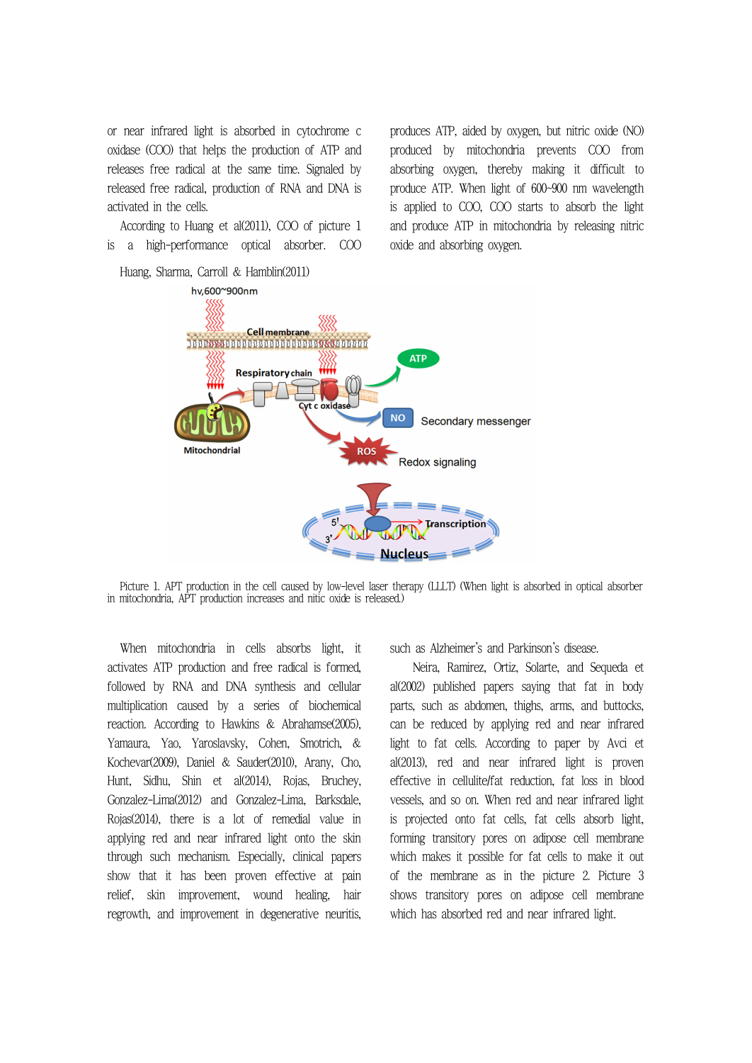or near infrared light is absorbed in cytochrome c oxidase (COO) that helps the production of ATP and releases free radical at the same time. Signaled by released free radical, production of RNA and DNA is activated in the cells.

According to Huang et al(2011), COO of picture 1 is a high-performance optical absorber. COO produces ATP, aided by oxygen, but nitric oxide (NO) produced by mitochondria prevents COO from absorbing oxygen, thereby making it difficult to produce ATP. When light of 600~900 nm wavelength is applied to COO, COO starts to absorb the light and produce ATP in mitochondria by releasing nitric oxide and absorbing oxygen.

Huang, Sharma, Carroll & Hamblin(2011)

Picture 1. APT production in the cell caused by low-level laser therapy (LLLT) (When light is absorbed in optical absorber in mitochondria, APT production increases and nitic oxide is released.)

When mitochondria in cells absorbs light, it activates ATP production and free radical is formed, followed by RNA and DNA synthesis and cellular multiplication caused by a series of biochemical reaction. According to Hawkins & Abrahamse(2005), Yamaura, Yao, Yaroslavsky, Cohen, Smotrich, & Kochevar(2009), Daniel & Sauder(2010), Arany, Cho, Hunt, Sidhu, Shin et al(2014), Rojas, Bruchey, Gonzalez-Lima(2012) and Gonzalez-Lima, Barksdale, Rojas(2014), there is a lot of remedial value in applying red and near infrared light onto the skin through such mechanism. Especially, clinical papers show that it has been proven effective at pain relief, skin improvement, wound healing, hair regrowth, and improvement in degenerative neuritis, such as Alzheimer's and Parkinson's disease.

Neira, Ramirez, Ortiz, Solarte, and Sequeda et al(2002) published papers saying that fat in body parts, such as abdomen, thighs, arms, and buttocks, can be reduced by applying red and near infrared light to fat cells. According to paper by Avci et al(2013), red and near infrared light is proven effective in cellulite/fat reduction, fat loss in blood vessels, and so on. When red and near infrared light is projected onto fat cells, fat cells absorb light, forming transitory pores on adipose cell membrane which makes it possible for fat cells to make it out of the membrane as in the picture 2. Picture 3 shows transitory pores on adipose cell membrane which has absorbed red and near infrared light.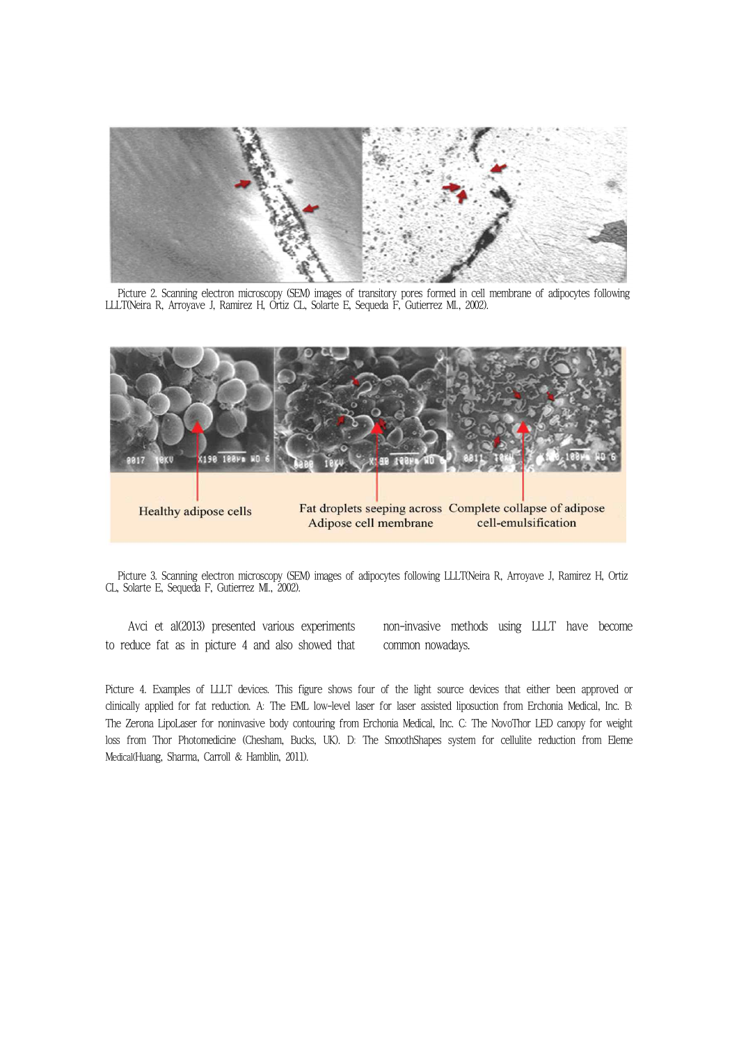Picture 2. Scanning electron microscopy (SEM) images of transitory pores formed in cell membrane of adipocytes following LLLT(Neira R, Arroyave J, Ramirez H, Ortiz CL, Solarte E, Sequeda F, Gutierrez ML, 2002).

Healthy adipose cells

Fat droplets seeping across Adipose cell membrane

Complete collapse of adipose cell-emulsification

Picture 3. Scanning electron microscopy (SEM) images of adipocytes following LLLT(Neira R, Arroyave J, Ramirez H, Ortiz CL, Solarte E, Sequeda F, Gutierrez ML, 2002).

Avci et al(2013) presented various experiments to reduce fat as in picture 4 and also showed that non-invasive methods using LLLT have become common nowadays.

Picture 4. Examples of LLLT devices. This figure shows four of the light source devices that either been approved or clinically applied for fat reduction. A: The EML low-level laser for laser assisted liposuction from Erchonia Medical, Inc. B: The Zerona LipoLaser for noninvasive body contouring from Erchonia Medical, Inc. C: The NovoThor LED canopy for weight loss from Thor Photomedicine (Chesham, Bucks, UK). D: The SmoothShapes system for cellulite reduction from Eleme Medical(Huang, Sharma, Carroll & Hamblin, 2011).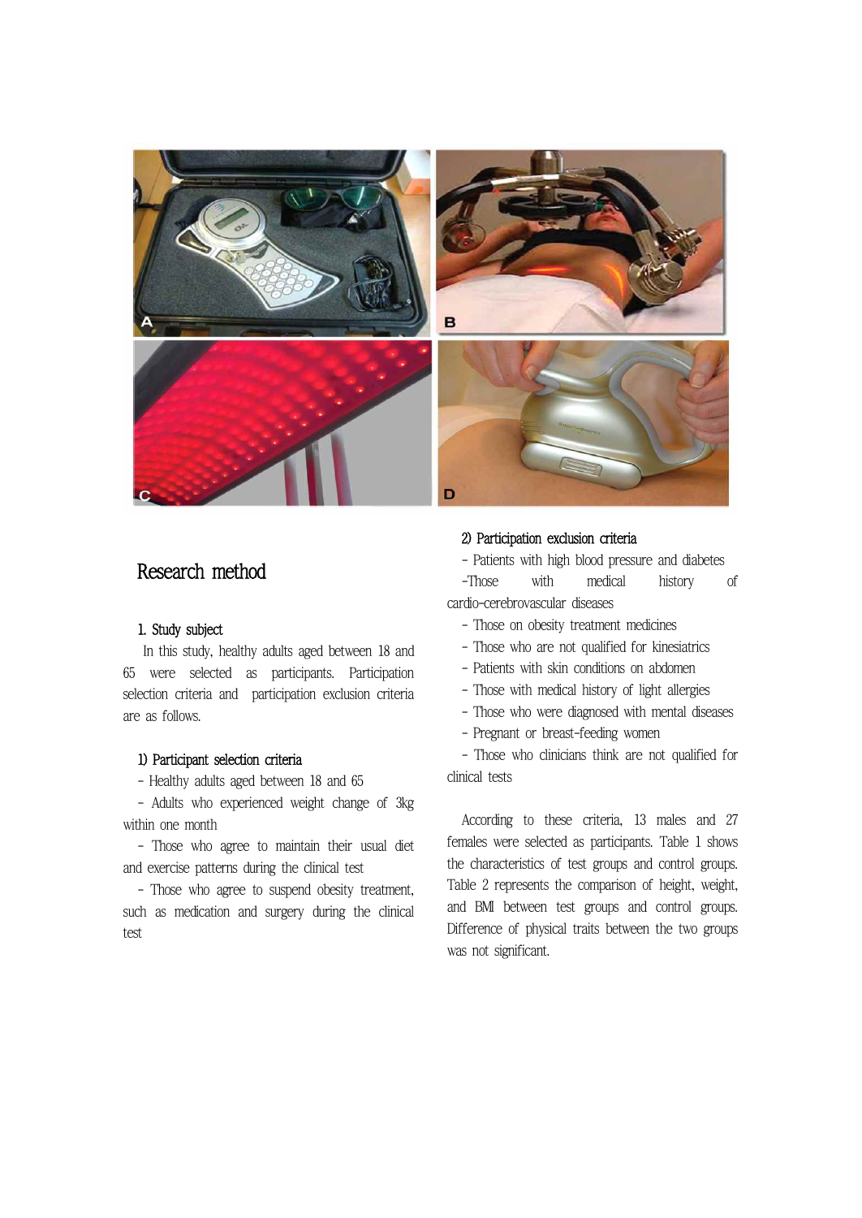## Research method

### 1. Study subject

In this study, healthy adults aged between 18 and 65 were selected as participants. Participation selection criteria and participation exclusion criteria are as follows.

#### 1) Participant selection criteria

- Healthy adults aged between 18 and 65
- Adults who experienced weight change of 3kg within one month
- Those who agree to maintain their usual diet and exercise patterns during the clinical test
- Those who agree to suspend obesity treatment, such as medication and surgery during the clinical test

#### 2) Participation exclusion criteria

- Patients with high blood pressure and diabetes
- Those with medical history of cardio-cerebrovascular diseases
- Those on obesity treatment medicines
- Those who are not qualified for kinesiatrics
- Patients with skin conditions on abdomen
- Those with medical history of light allergies
- Those who were diagnosed with mental diseases
- Pregnant or breast-feeding women
- Those who clinicians think are not qualified for clinical tests

According to these criteria, 13 males and 27 females were selected as participants. Table 1 shows the characteristics of test groups and control groups. Table 2 represents the comparison of height, weight, and BMI between test groups and control groups. Difference of physical traits between the two groups was not significant.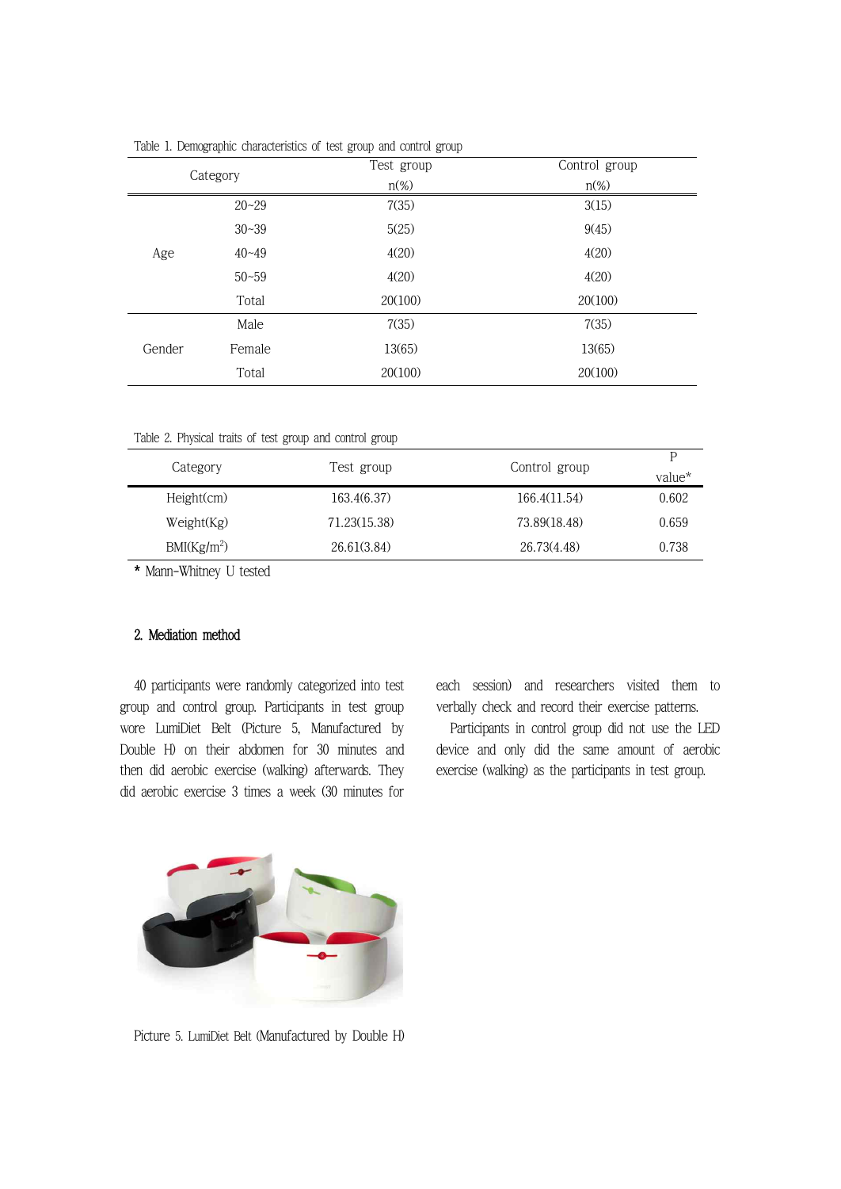Table 1. Demographic characteristics of test group and control group

| Category | | Test group n(%) | Control group n(%) |
|---|---|---|---|
| Age | 20~29 | 7(35) | 3(15) |
| | 30~39 | 5(25) | 9(45) |
| | 40~49 | 4(20) | 4(20) |
| | 50~59 | 4(20) | 4(20) |
| | Total | 20(100) | 20(100) |
| Gender | Male | 7(35) | 7(35) |
| | Female | 13(65) | 13(65) |
| | Total | 20(100) | 20(100) |

Table 2. Physical traits of test group and control group

| Category | Test group | Control group | P value* |
|---|---|---|---|
| Height(cm) | 163.4(6.37) | 166.4(11.54) | 0.602 |
| Weight(Kg) | 71.23(15.38) | 73.89(18.48) | 0.659 |
| BMI($Kg/m^2$) | 26.61(3.84) | 26.73(4.48) | 0.738 |

* Mann-Whitney U tested

## 2. Mediation method

40 participants were randomly categorized into test group and control group. Participants in test group wore LumiDiet Belt (Picture 5, Manufactured by Double H) on their abdomen for 30 minutes and then did aerobic exercise (walking) afterwards. They did aerobic exercise 3 times a week (30 minutes for each session) and researchers visited them to verbally check and record their exercise patterns.

Participants in control group did not use the LED device and only did the same amount of aerobic exercise (walking) as the participants in test group.

Picture 5. LumiDiet Belt (Manufactured by Double H)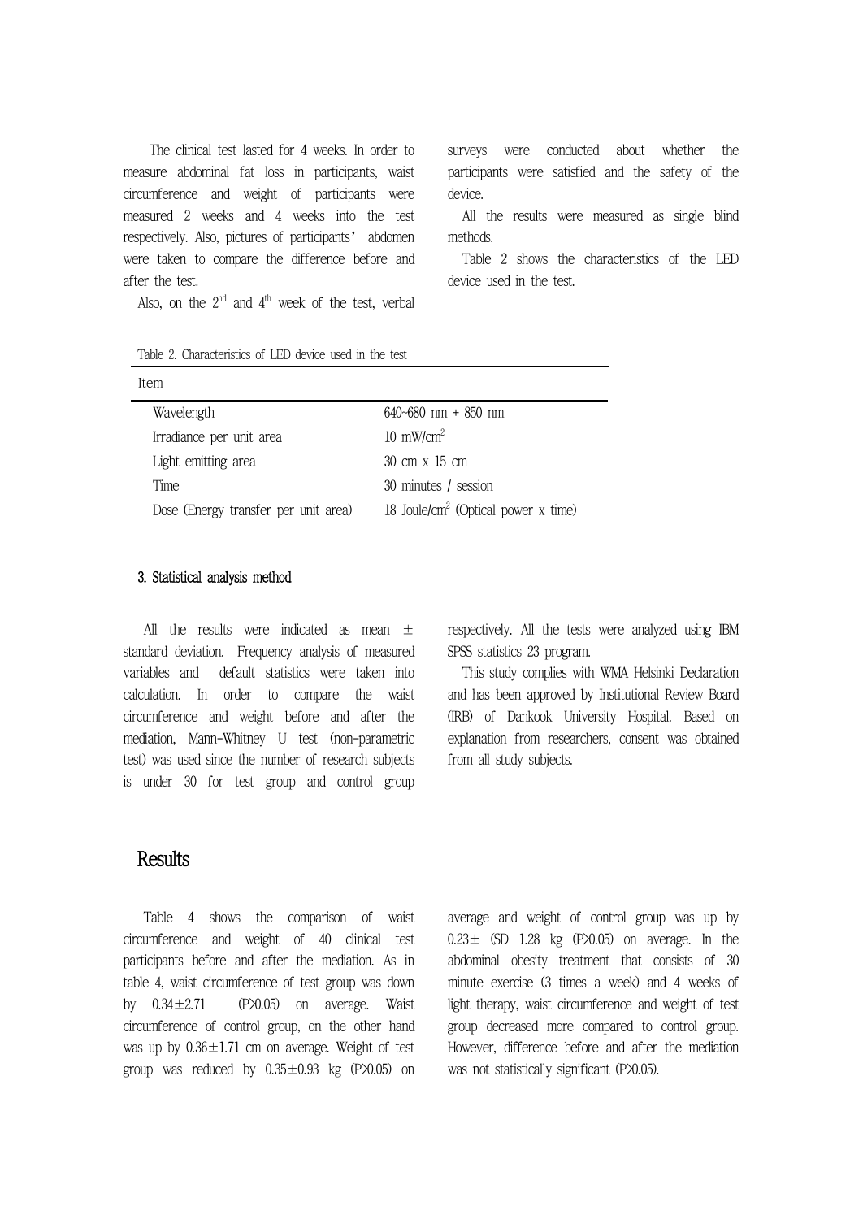The clinical test lasted for 4 weeks. In order to measure abdominal fat loss in participants, waist circumference and weight of participants were measured 2 weeks and 4 weeks into the test respectively. Also, pictures of participants' abdomen were taken to compare the difference before and after the test.

Also, on the 2nd and 4th week of the test, verbal surveys were conducted about whether the participants were satisfied and the safety of the device.

All the results were measured as single blind methods.

Table 2 shows the characteristics of the LED device used in the test.

Table 2. Characteristics of LED device used in the test

| Item | |
|---|---|
| Wavelength | 640~680 nm + 850 nm |
| Irradiance per unit area | 10 mW/cm$^2$ |
| Light emitting area | 30 cm x 15 cm |
| Time | 30 minutes / session |
| Dose (Energy transfer per unit area) | 18 Joule/cm$^2$ (Optical power x time) |

### 3. Statistical analysis method

All the results were indicated as mean ± standard deviation. Frequency analysis of measured variables and default statistics were taken into calculation. In order to compare the waist circumference and weight before and after the mediation, Mann-Whitney U test (non-parametric test) was used since the number of research subjects is under 30 for test group and control group respectively. All the tests were analyzed using IBM SPSS statistics 23 program.

This study complies with WMA Helsinki Declaration and has been approved by Institutional Review Board (IRB) of Dankook University Hospital. Based on explanation from researchers, consent was obtained from all study subjects.

## Results

Table 4 shows the comparison of waist circumference and weight of 40 clinical test participants before and after the mediation. As in table 4, waist circumference of test group was down by 0.34±2.71 ($P>0.05$) on average. Waist circumference of control group, on the other hand was up by 0.36±1.71 cm on average. Weight of test group was reduced by 0.35±0.93 kg ($P>0.05$) on average and weight of control group was up by 0.23± (SD 1.28 kg ($P>0.05$) on average. In the abdominal obesity treatment that consists of 30 minute exercise (3 times a week) and 4 weeks of light therapy, waist circumference and weight of test group decreased more compared to control group. However, difference before and after the mediation was not statistically significant ($P>0.05$).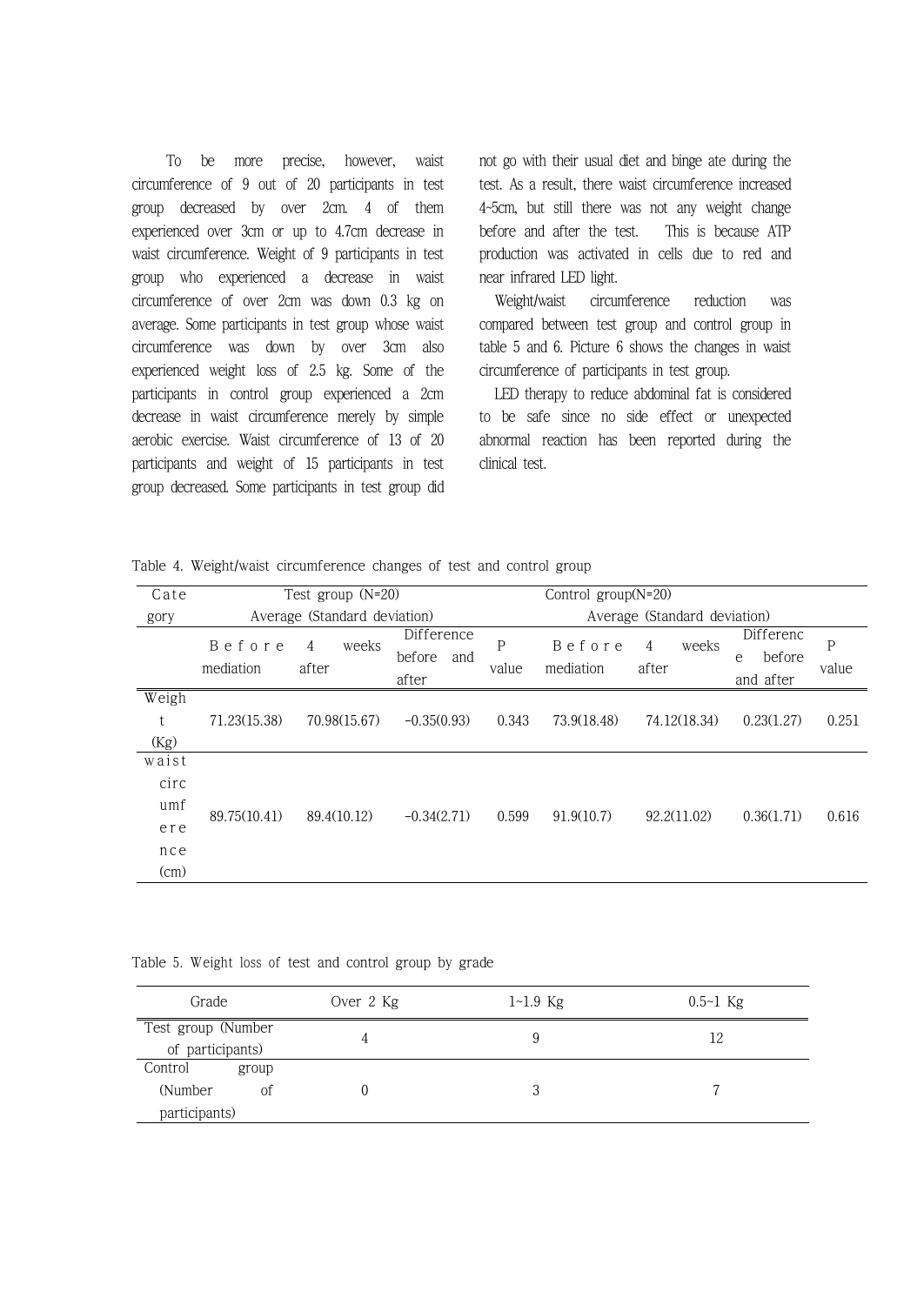To be more precise, however, waist circumference of 9 out of 20 participants in test group decreased by over 2cm. 4 of them experienced over 3cm or up to 4.7cm decrease in waist circumference. Weight of 9 participants in test group who experienced a decrease in waist circumference of over 2cm was down 0.3 kg on average. Some participants in test group whose waist circumference was down by over 3cm also experienced weight loss of 2.5 kg. Some of the participants in control group experienced a 2cm decrease in waist circumference merely by simple aerobic exercise. Waist circumference of 13 of 20 participants and weight of 15 participants in test group decreased. Some participants in test group did not go with their usual diet and binge ate during the test. As a result, there waist circumference increased 4~5cm, but still there was not any weight change before and after the test. This is because ATP production was activated in cells due to red and near infrared LED light.

Weight/waist circumference reduction was compared between test group and control group in table 5 and 6. Picture 6 shows the changes in waist circumference of participants in test group.

LED therapy to reduce abdominal fat is considered to be safe since no side effect or unexpected abnormal reaction has been reported during the clinical test.

Table 4. Weight/waist circumference changes of test and control group

| Category | Test group (N=20) Average (Standard deviation) | | | | Control group(N=20) Average (Standard deviation) | | | |
|---|---|---|---|---|---|---|---|---|
| | Before mediation | 4 weeks after | Difference before and after | P value | Before mediation | 4 weeks after | Difference before and after | P value |
| Weight (Kg) | 71.23(15.38) | 70.98(15.67) | -0.35(0.93) | 0.343 | 73.9(18.48) | 74.12(18.34) | 0.23(1.27) | 0.251 |
| waist circumference (cm) | 89.75(10.41) | 89.4(10.12) | -0.34(2.71) | 0.599 | 91.9(10.7) | 92.2(11.02) | 0.36(1.71) | 0.616 |

Table 5. Weight loss of test and control group by grade

| Grade | Over 2 Kg | 1~1.9 Kg | 0.5~1 Kg |
|---|---|---|---|
| Test group (Number of participants) | 4 | 9 | 12 |
| Control group (Number of participants) | 0 | 3 | 7 |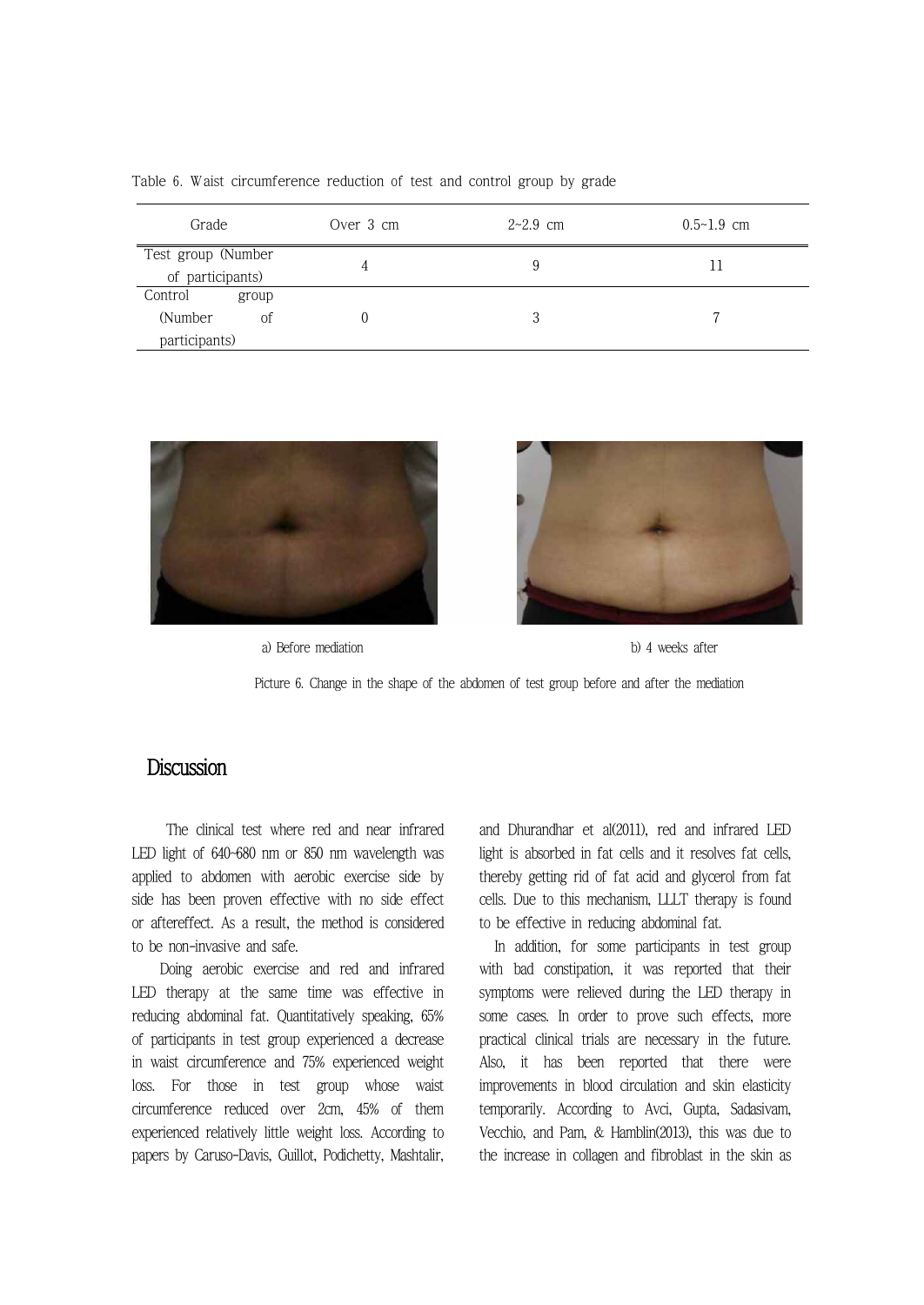Table 6. Waist circumference reduction of test and control group by grade

| Grade | Over 3 cm | 2~2.9 cm | 0.5~1.9 cm |
|---|---|---|---|
| Test group (Number of participants) | 4 | 9 | 11 |
| Control group (Number of participants) | 0 | 3 | 7 |

a) Before mediation

b) 4 weeks after

Picture 6. Change in the shape of the abdomen of test group before and after the mediation

## Discussion

The clinical test where red and near infrared LED light of 640~680 nm or 850 nm wavelength was applied to abdomen with aerobic exercise side by side has been proven effective with no side effect or aftereffect. As a result, the method is considered to be non-invasive and safe.

Doing aerobic exercise and red and infrared LED therapy at the same time was effective in reducing abdominal fat. Quantitatively speaking, 65% of participants in test group experienced a decrease in waist circumference and 75% experienced weight loss. For those in test group whose waist circumference reduced over 2cm, 45% of them experienced relatively little weight loss. According to papers by Caruso-Davis, Guillot, Podichetty, Mashtalir, and Dhurandhar et al(2011), red and infrared LED light is absorbed in fat cells and it resolves fat cells, thereby getting rid of fat acid and glycerol from fat cells. Due to this mechanism, LLLT therapy is found to be effective in reducing abdominal fat.

In addition, for some participants in test group with bad constipation, it was reported that their symptoms were relieved during the LED therapy in some cases. In order to prove such effects, more practical clinical trials are necessary in the future. Also, it has been reported that there were improvements in blood circulation and skin elasticity temporarily. According to Avci, Gupta, Sadasivam, Vecchio, and Pam, & Hamblin(2013), this was due to the increase in collagen and fibroblast in the skin as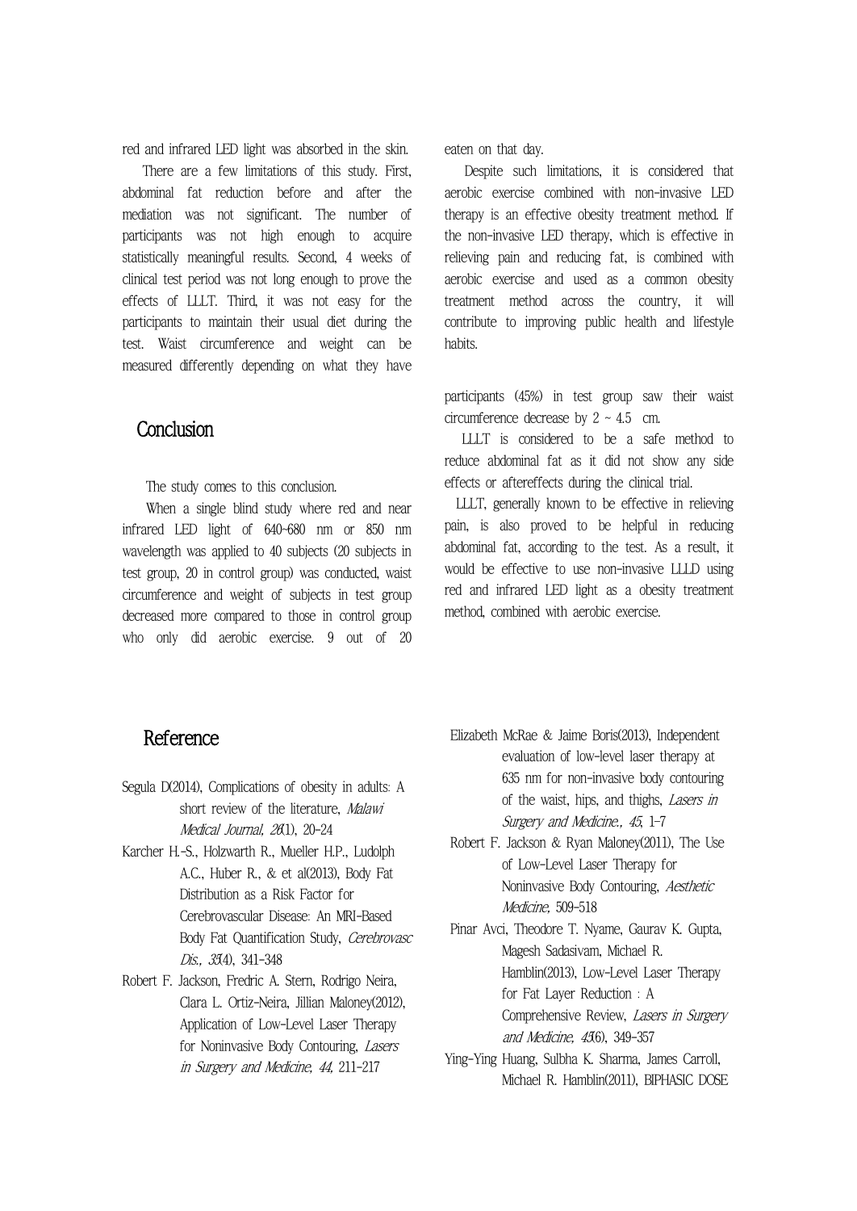red and infrared LED light was absorbed in the skin.

There are a few limitations of this study. First, abdominal fat reduction before and after the mediation was not significant. The number of participants was not high enough to acquire statistically meaningful results. Second, 4 weeks of clinical test period was not long enough to prove the effects of LLLT. Third, it was not easy for the participants to maintain their usual diet during the test. Waist circumference and weight can be measured differently depending on what they have eaten on that day.

Despite such limitations, it is considered that aerobic exercise combined with non-invasive LED therapy is an effective obesity treatment method. If the non-invasive LED therapy, which is effective in relieving pain and reducing fat, is combined with aerobic exercise and used as a common obesity treatment method across the country, it will contribute to improving public health and lifestyle habits.

## Conclusion

The study comes to this conclusion.

When a single blind study where red and near infrared LED light of 640~680 nm or 850 nm wavelength was applied to 40 subjects (20 subjects in test group, 20 in control group) was conducted, waist circumference and weight of subjects in test group decreased more compared to those in control group who only did aerobic exercise. 9 out of 20 participants (45%) in test group saw their waist circumference decrease by 2 ~ 4.5 cm.

LLLT is considered to be a safe method to reduce abdominal fat as it did not show any side effects or aftereffects during the clinical trial.

LLLT, generally known to be effective in relieving pain, is also proved to be helpful in reducing abdominal fat, according to the test. As a result, it would be effective to use non-invasive LLLD using red and infrared LED light as a obesity treatment method, combined with aerobic exercise.

## Reference

Segula D(2014), Complications of obesity in adults: A short review of the literature, *Malawi Medical Journal, 26*(1), 20-24

Karcher H.-S., Holzwarth R., Mueller H.P., Ludolph A.C., Huber R., & et al(2013), Body Fat Distribution as a Risk Factor for Cerebrovascular Disease: An MRI-Based Body Fat Quantification Study, *Cerebrovasc Dis., 35*(4), 341-348

Robert F. Jackson, Fredric A. Stern, Rodrigo Neira, Clara L. Ortiz-Neira, Jillian Maloney(2012), Application of Low-Level Laser Therapy for Noninvasive Body Contouring, *Lasers in Surgery and Medicine, 44,* 211-217

Elizabeth McRae & Jaime Boris(2013), Independent evaluation of low-level laser therapy at 635 nm for non-invasive body contouring of the waist, hips, and thighs, *Lasers in Surgery and Medicine., 45,* 1-7

Robert F. Jackson & Ryan Maloney(2011), The Use of Low-Level Laser Therapy for Noninvasive Body Contouring, *Aesthetic Medicine,* 509-518

Pinar Avci, Theodore T. Nyame, Gaurav K. Gupta, Magesh Sadasivam, Michael R. Hamblin(2013), Low-Level Laser Therapy for Fat Layer Reduction : A Comprehensive Review, *Lasers in Surgery and Medicine, 45*(6), 349-357

Ying-Ying Huang, Sulbha K. Sharma, James Carroll, Michael R. Hamblin(2011), BIPHASIC DOSE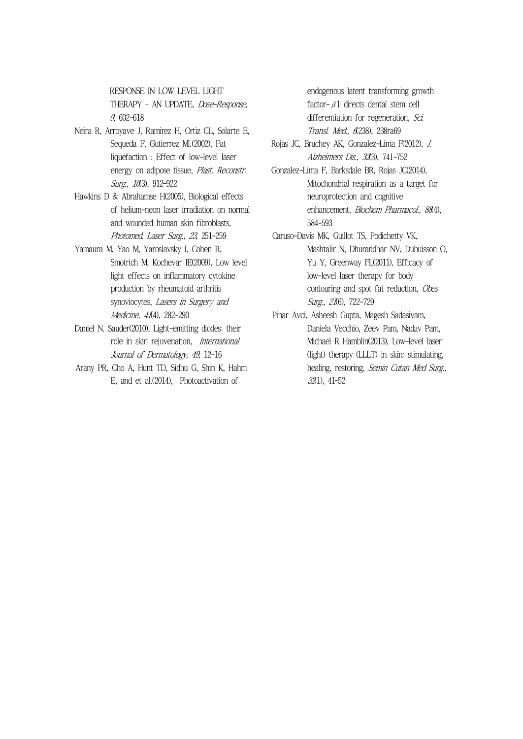RESPONSE IN LOW LEVEL LIGHT THERAPY - AN UPDATE, *Dose-Response, 9*, 602-618

Neira R, Arroyave J, Ramirez H, Ortiz CL, Solarte E, Sequeda F, Gutierrez MI.(2002), Fat liquefaction : Effect of low-level laser energy on adipose tissue, *Plast. Reconstr. Surg., 110*(3), 912-922

Hawkins D & Abrahamse H(2005), Biological effects of helium-neon laser irradiation on normal and wounded human skin fibroblasts, *Photomed. Laser Surg., 23*, 251-259

Yamaura M, Yao M, Yaroslavsky I, Cohen R, Smotrich M, Kochevar IE(2009), Low level light effects on inflammatory cytokine production by rheumatoid arthritis synoviocytes, *Lasers in Surgery and Medicine, 41*(4), 282-290

Daniel N. Sauder(2010), Light-emitting diodes: their role in skin rejuvenation, *International Journal of Dermatology, 49*, 12-16

Arany PR, Cho A, Hunt TD, Sidhu G, Shin K, Hahm E, and et al.(2014), Photoactivation of endogenous latent transforming growth factor-β1 directs dental stem cell differentiation for regeneration, *Sci. Transl. Med., 6*(238), 238ra69

Rojas JC, Bruchey AK, Gonzalez-Lima F(2012), *J. Alzheimers Dis., 32*(3), 741-752

Gonzalez-Lima F, Barksdale BR, Rojas JC(2014), Mitochondrial respiration as a target for neuroprotection and cognitive enhancement, *Biochem Pharmacol., 88*(4), 584-593

Caruso-Davis MK, Guillot TS, Podichetty VK, Mashtalir N, Dhurandhar NV, Dubuisson O, Yu Y, Greenway FL(2011), Efficacy of low-level laser therapy for body contouring and spot fat reduction, *Obes Surg., 21*(6), 722-729

Pinar Avci, Asheesh Gupta, Magesh Sadasivam, Daniela Vecchio, Zeev Pam, Nadav Pam, Michael R Hamblin(2013), Low-level laser (light) therapy (LLLT) in skin: stimulating, healing, restoring, *Semin Cutan Med Surg., 32*(1), 41-52